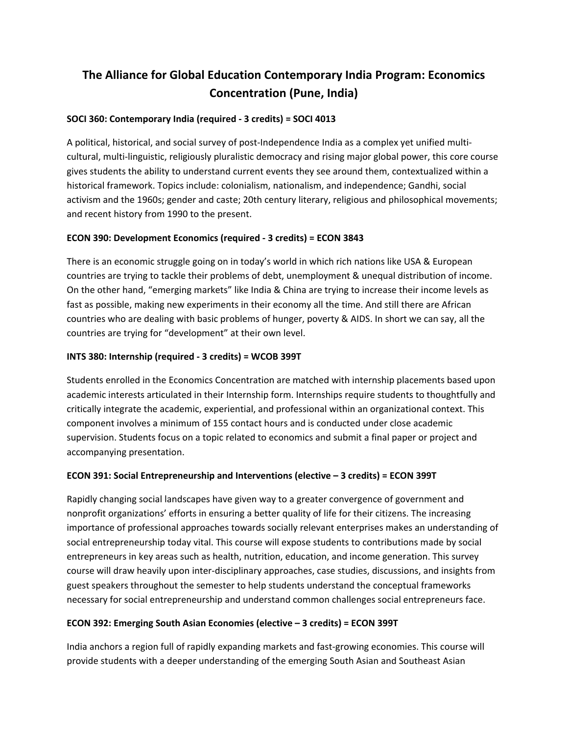# The Alliance for Global Education Contemporary India Program: Economics Concentration (Pune, India)

**SOCI 360: Contemporary India (required - 3 credits) = SOCI 4013**

A political, historical, and social survey of post-Independence India as a complex yet unified multi-cultural, multi-linguistic, religiously pluralistic democracy and rising major global power, this core course gives students the ability to understand current events they see around them, contextualized within a historical framework. Topics include: colonialism, nationalism, and independence; Gandhi, social activism and the 1960s; gender and caste; 20th century literary, religious and philosophical movements; and recent history from 1990 to the present.

**ECON 390: Development Economics (required - 3 credits) = ECON 3843**

There is an economic struggle going on in today's world in which rich nations like USA & European countries are trying to tackle their problems of debt, unemployment & unequal distribution of income. On the other hand, "emerging markets" like India & China are trying to increase their income levels as fast as possible, making new experiments in their economy all the time. And still there are African countries who are dealing with basic problems of hunger, poverty & AIDS. In short we can say, all the countries are trying for "development" at their own level.

**INTS 380: Internship (required - 3 credits) = WCOB 399T**

Students enrolled in the Economics Concentration are matched with internship placements based upon academic interests articulated in their Internship form. Internships require students to thoughtfully and critically integrate the academic, experiential, and professional within an organizational context. This component involves a minimum of 155 contact hours and is conducted under close academic supervision. Students focus on a topic related to economics and submit a final paper or project and accompanying presentation.

**ECON 391: Social Entrepreneurship and Interventions (elective – 3 credits) = ECON 399T**

Rapidly changing social landscapes have given way to a greater convergence of government and nonprofit organizations' efforts in ensuring a better quality of life for their citizens. The increasing importance of professional approaches towards socially relevant enterprises makes an understanding of social entrepreneurship today vital. This course will expose students to contributions made by social entrepreneurs in key areas such as health, nutrition, education, and income generation. This survey course will draw heavily upon inter-disciplinary approaches, case studies, discussions, and insights from guest speakers throughout the semester to help students understand the conceptual frameworks necessary for social entrepreneurship and understand common challenges social entrepreneurs face.

**ECON 392: Emerging South Asian Economies (elective – 3 credits) = ECON 399T**

India anchors a region full of rapidly expanding markets and fast-growing economies. This course will provide students with a deeper understanding of the emerging South Asian and Southeast Asian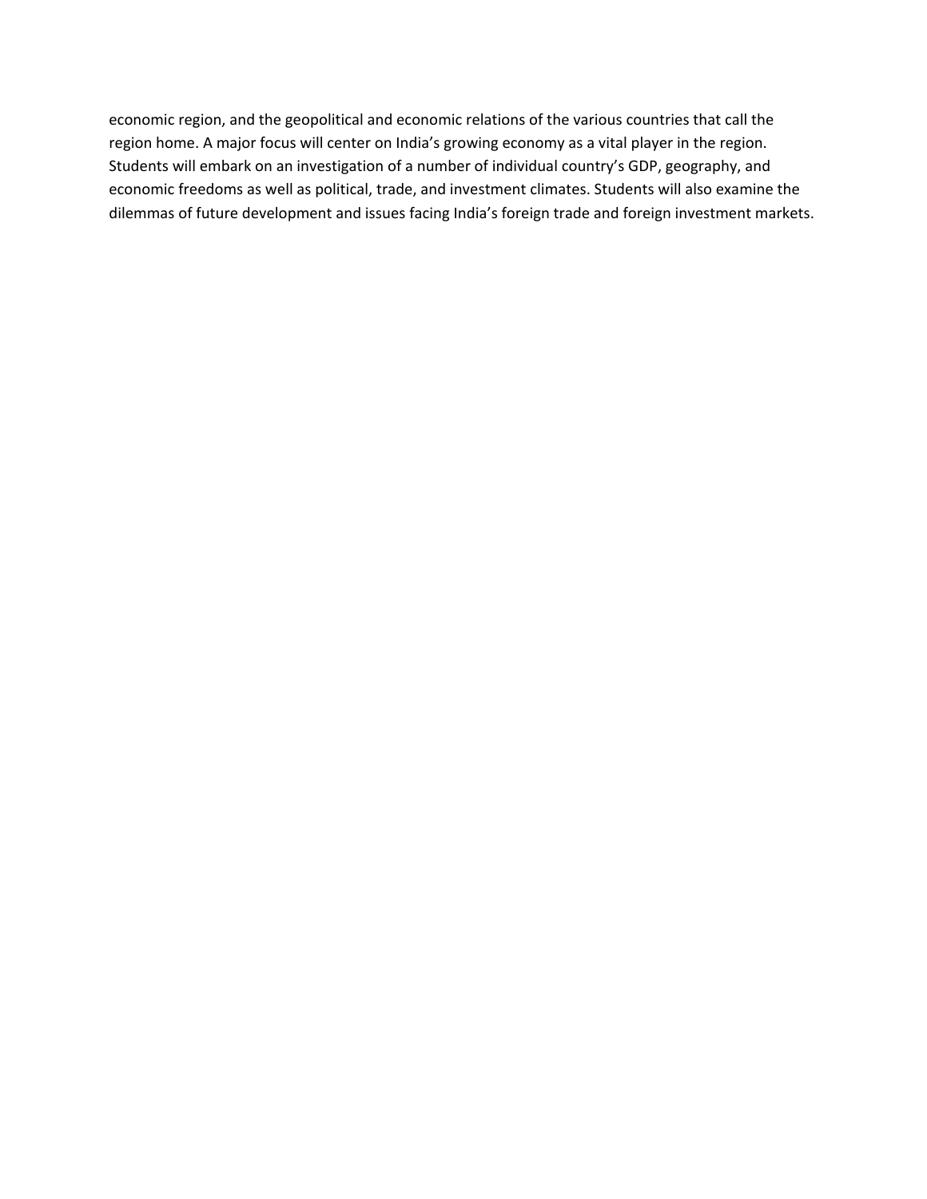economic region, and the geopolitical and economic relations of the various countries that call the region home. A major focus will center on India's growing economy as a vital player in the region. Students will embark on an investigation of a number of individual country's GDP, geography, and economic freedoms as well as political, trade, and investment climates. Students will also examine the dilemmas of future development and issues facing India's foreign trade and foreign investment markets.